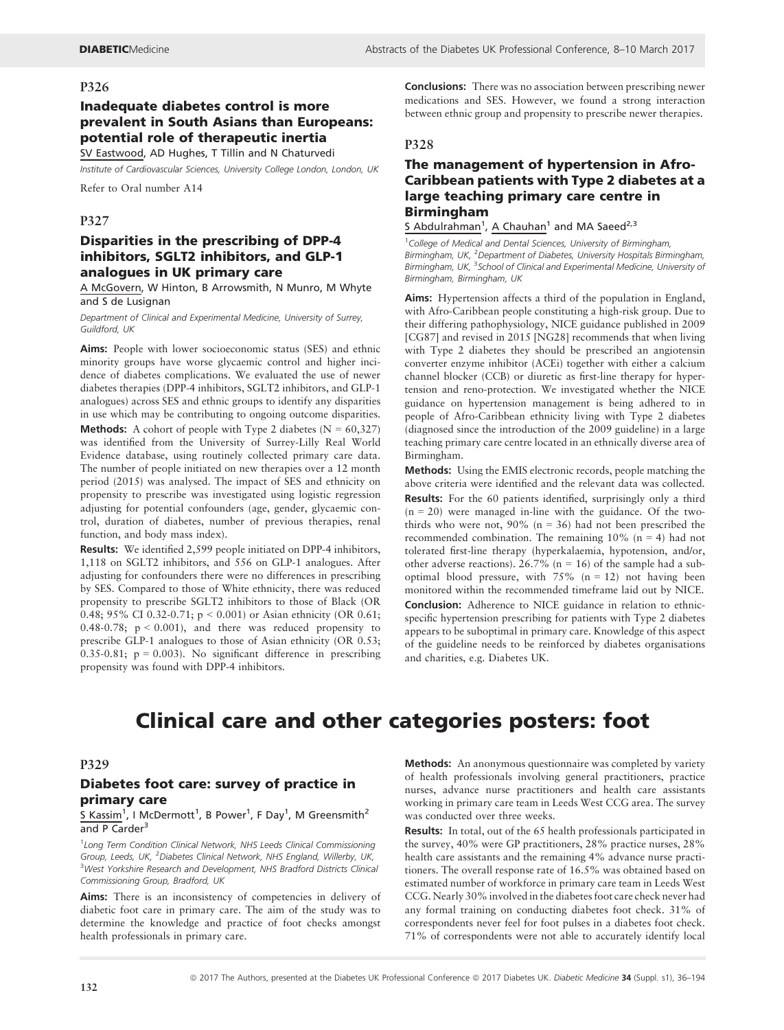### P326

## Inadequate diabetes control is more prevalent in South Asians than Europeans: potential role of therapeutic inertia

SV Eastwood, AD Hughes, T Tillin and N Chaturvedi

*Institute of Cardiovascular Sciences, University College London, London, UK*

Refer to Oral number A14

### P327

## Disparities in the prescribing of DPP-4 inhibitors, SGLT2 inhibitors, and GLP-1 analogues in UK primary care

A McGovern, W Hinton, B Arrowsmith, N Munro, M Whyte and S de Lusignan

*Department of Clinical and Experimental Medicine, University of Surrey, Guildford, UK*

**Aims:** People with lower socioeconomic status (SES) and ethnic minority groups have worse glycaemic control and higher incidence of diabetes complications. We evaluated the use of newer diabetes therapies (DPP-4 inhibitors, SGLT2 inhibitors, and GLP-1 analogues) across SES and ethnic groups to identify any disparities in use which may be contributing to ongoing outcome disparities.

**Methods:** A cohort of people with Type 2 diabetes (N = 60,327) was identified from the University of Surrey-Lilly Real World Evidence database, using routinely collected primary care data. The number of people initiated on new therapies over a 12 month period (2015) was analysed. The impact of SES and ethnicity on propensity to prescribe was investigated using logistic regression adjusting for potential confounders (age, gender, glycaemic control, duration of diabetes, number of previous therapies, renal function, and body mass index).

**Results:** We identified 2,599 people initiated on DPP-4 inhibitors, 1,118 on SGLT2 inhibitors, and 556 on GLP-1 analogues. After adjusting for confounders there were no differences in prescribing by SES. Compared to those of White ethnicity, there was reduced propensity to prescribe SGLT2 inhibitors to those of Black (OR 0.48; 95% CI 0.32-0.71; $p < 0.001$) or Asian ethnicity (OR 0.61; 0.48-0.78; $p < 0.001$), and there was reduced propensity to prescribe GLP-1 analogues to those of Asian ethnicity (OR 0.53; 0.35-0.81; $p = 0.003$). No significant difference in prescribing propensity was found with DPP-4 inhibitors.

**Conclusions:** There was no association between prescribing newer medications and SES. However, we found a strong interaction between ethnic group and propensity to prescribe newer therapies.

### P328

## The management of hypertension in Afro-Caribbean patients with Type 2 diabetes at a large teaching primary care centre in Birmingham

S Abdulrahman[1], A Chauhan[1] and MA Saeed[2,3]

[1]*College of Medical and Dental Sciences, University of Birmingham, Birmingham, UK,* [2]*Department of Diabetes, University Hospitals Birmingham, Birmingham, UK,* [3]*School of Clinical and Experimental Medicine, University of Birmingham, Birmingham, UK*

**Aims:** Hypertension affects a third of the population in England, with Afro-Caribbean people constituting a high-risk group. Due to their differing pathophysiology, NICE guidance published in 2009 [CG87] and revised in 2015 [NG28] recommends that when living with Type 2 diabetes they should be prescribed an angiotensin converter enzyme inhibitor (ACEi) together with either a calcium channel blocker (CCB) or diuretic as first-line therapy for hypertension and reno-protection. We investigated whether the NICE guidance on hypertension management is being adhered to in people of Afro-Caribbean ethnicity living with Type 2 diabetes (diagnosed since the introduction of the 2009 guideline) in a large teaching primary care centre located in an ethnically diverse area of Birmingham.

**Methods:** Using the EMIS electronic records, people matching the above criteria were identified and the relevant data was collected.

**Results:** For the 60 patients identified, surprisingly only a third (n = 20) were managed in-line with the guidance. Of the two-thirds who were not, 90% (n = 36) had not been prescribed the recommended combination. The remaining 10% (n = 4) had not tolerated first-line therapy (hyperkalaemia, hypotension, and/or, other adverse reactions). 26.7% (n = 16) of the sample had a sub-optimal blood pressure, with 75% (n = 12) not having been monitored within the recommended timeframe laid out by NICE.

**Conclusion:** Adherence to NICE guidance in relation to ethnic-specific hypertension prescribing for patients with Type 2 diabetes appears to be suboptimal in primary care. Knowledge of this aspect of the guideline needs to be reinforced by diabetes organisations and charities, e.g. Diabetes UK.

# Clinical care and other categories posters: foot

### P329

## Diabetes foot care: survey of practice in primary care

S Kassim[1], I McDermott[1], B Power[1], F Day[1], M Greensmith[2] and P Carder[3]

[1]*Long Term Condition Clinical Network, NHS Leeds Clinical Commissioning Group, Leeds, UK,* [2]*Diabetes Clinical Network, NHS England, Willerby, UK,* [3]*West Yorkshire Research and Development, NHS Bradford Districts Clinical Commissioning Group, Bradford, UK*

**Aims:** There is an inconsistency of competencies in delivery of diabetic foot care in primary care. The aim of the study was to determine the knowledge and practice of foot checks amongst health professionals in primary care.

**Methods:** An anonymous questionnaire was completed by variety of health professionals involving general practitioners, practice nurses, advance nurse practitioners and health care assistants working in primary care team in Leeds West CCG area. The survey was conducted over three weeks.

**Results:** In total, out of the 65 health professionals participated in the survey, 40% were GP practitioners, 28% practice nurses, 28% health care assistants and the remaining 4% advance nurse practitioners. The overall response rate of 16.5% was obtained based on estimated number of workforce in primary care team in Leeds West CCG. Nearly 30% involved in the diabetes foot care check never had any formal training on conducting diabetes foot check. 31% of correspondents never feel for foot pulses in a diabetes foot check. 71% of correspondents were not able to accurately identify local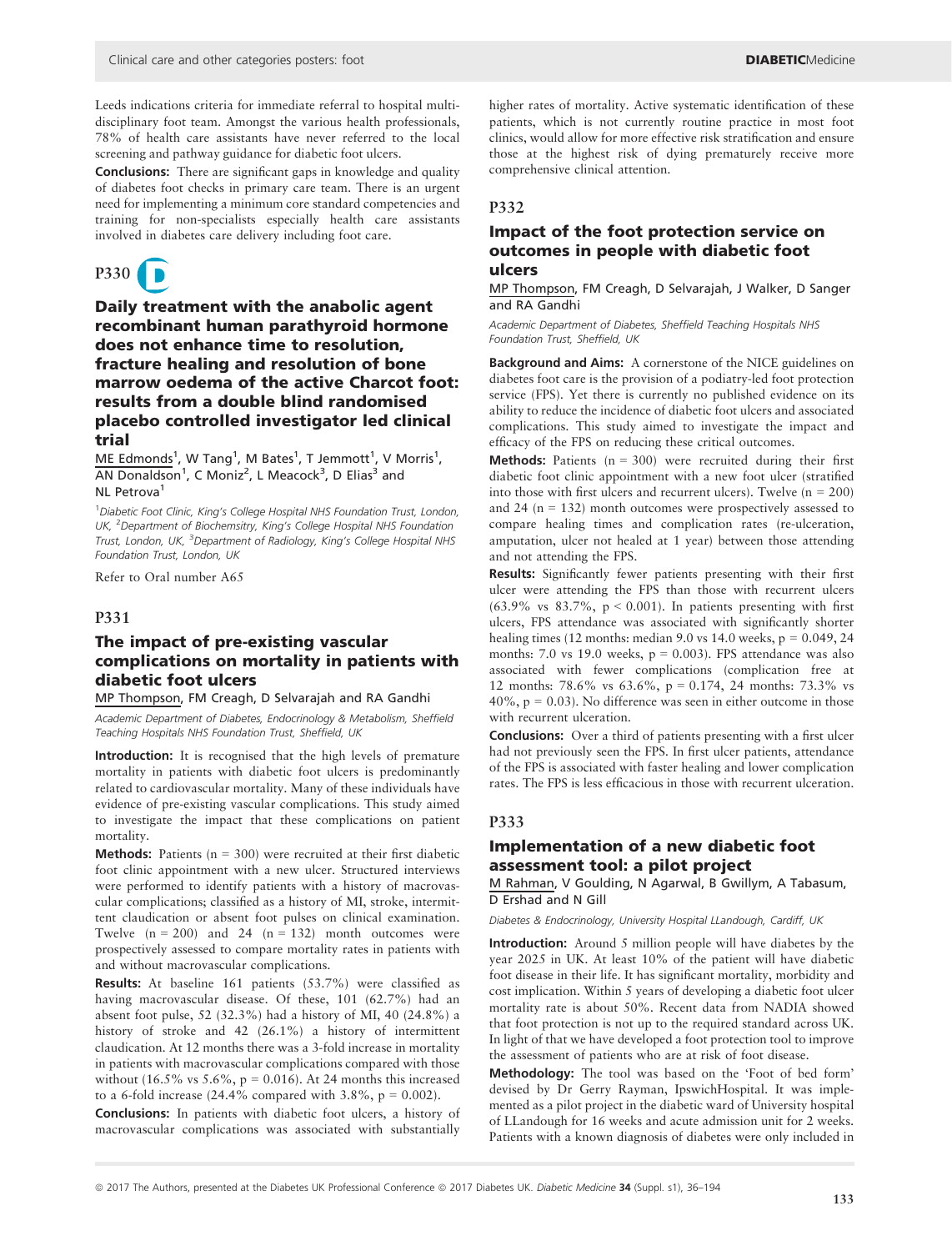Leeds indications criteria for immediate referral to hospital multidisciplinary foot team. Amongst the various health professionals, 78% of health care assistants have never referred to the local screening and pathway guidance for diabetic foot ulcers.

**Conclusions:** There are significant gaps in knowledge and quality of diabetes foot checks in primary care team. There is an urgent need for implementing a minimum core standard competencies and training for non-specialists especially health care assistants involved in diabetes care delivery including foot care.

## P330

### Daily treatment with the anabolic agent recombinant human parathyroid hormone does not enhance time to resolution, fracture healing and resolution of bone marrow oedema of the active Charcot foot: results from a double blind randomised placebo controlled investigator led clinical trial

ME Edmonds[1], W Tang[1], M Bates[1], T Jemmott[1], V Morris[1], AN Donaldson[1], C Moniz[2], L Meacock[3], D Elias[3] and NL Petrova[1]

*[1]Diabetic Foot Clinic, King's College Hospital NHS Foundation Trust, London, UK, [2]Department of Biochemsitry, King's College Hospital NHS Foundation Trust, London, UK, [3]Department of Radiology, King's College Hospital NHS Foundation Trust, London, UK*

Refer to Oral number A65

## P331

### The impact of pre-existing vascular complications on mortality in patients with diabetic foot ulcers

MP Thompson, FM Creagh, D Selvarajah and RA Gandhi

*Academic Department of Diabetes, Endocrinology & Metabolism, Sheffield Teaching Hospitals NHS Foundation Trust, Sheffield, UK*

**Introduction:** It is recognised that the high levels of premature mortality in patients with diabetic foot ulcers is predominantly related to cardiovascular mortality. Many of these individuals have evidence of pre-existing vascular complications. This study aimed to investigate the impact that these complications on patient mortality.

**Methods:** Patients ($n = 300$) were recruited at their first diabetic foot clinic appointment with a new ulcer. Structured interviews were performed to identify patients with a history of macrovascular complications; classified as a history of MI, stroke, intermittent claudication or absent foot pulses on clinical examination. Twelve ($n = 200$) and 24 ($n = 132$) month outcomes were prospectively assessed to compare mortality rates in patients with and without macrovascular complications.

**Results:** At baseline 161 patients (53.7%) were classified as having macrovascular disease. Of these, 101 (62.7%) had an absent foot pulse, 52 (32.3%) had a history of MI, 40 (24.8%) a history of stroke and 42 (26.1%) a history of intermittent claudication. At 12 months there was a 3-fold increase in mortality in patients with macrovascular complications compared with those without (16.5% vs 5.6%, $p = 0.016$). At 24 months this increased to a 6-fold increase (24.4% compared with 3.8%, $p = 0.002$).

**Conclusions:** In patients with diabetic foot ulcers, a history of macrovascular complications was associated with substantially higher rates of mortality. Active systematic identification of these patients, which is not currently routine practice in most foot clinics, would allow for more effective risk stratification and ensure those at the highest risk of dying prematurely receive more comprehensive clinical attention.

## P332

### Impact of the foot protection service on outcomes in people with diabetic foot ulcers

MP Thompson, FM Creagh, D Selvarajah, J Walker, D Sanger and RA Gandhi

*Academic Department of Diabetes, Sheffield Teaching Hospitals NHS Foundation Trust, Sheffield, UK*

**Background and Aims:** A cornerstone of the NICE guidelines on diabetes foot care is the provision of a podiatry-led foot protection service (FPS). Yet there is currently no published evidence on its ability to reduce the incidence of diabetic foot ulcers and associated complications. This study aimed to investigate the impact and efficacy of the FPS on reducing these critical outcomes.

**Methods:** Patients ($n = 300$) were recruited during their first diabetic foot clinic appointment with a new foot ulcer (stratified into those with first ulcers and recurrent ulcers). Twelve ($n = 200$) and 24 ($n = 132$) month outcomes were prospectively assessed to compare healing times and complication rates (re-ulceration, amputation, ulcer not healed at 1 year) between those attending and not attending the FPS.

**Results:** Significantly fewer patients presenting with their first ulcer were attending the FPS than those with recurrent ulcers (63.9% vs 83.7%, $p < 0.001$). In patients presenting with first ulcers, FPS attendance was associated with significantly shorter healing times (12 months: median 9.0 vs 14.0 weeks, $p = 0.049$, 24 months: 7.0 vs 19.0 weeks, $p = 0.003$). FPS attendance was also associated with fewer complications (complication free at 12 months: 78.6% vs 63.6%, $p = 0.174$, 24 months: 73.3% vs 40%, $p = 0.03$). No difference was seen in either outcome in those with recurrent ulceration.

**Conclusions:** Over a third of patients presenting with a first ulcer had not previously seen the FPS. In first ulcer patients, attendance of the FPS is associated with faster healing and lower complication rates. The FPS is less efficacious in those with recurrent ulceration.

## P333

### Implementation of a new diabetic foot assessment tool: a pilot project

M Rahman, V Goulding, N Agarwal, B Gwillym, A Tabasum, D Ershad and N Gill

*Diabetes & Endocrinology, University Hospital LLandough, Cardiff, UK*

**Introduction:** Around 5 million people will have diabetes by the year 2025 in UK. At least 10% of the patient will have diabetic foot disease in their life. It has significant mortality, morbidity and cost implication. Within 5 years of developing a diabetic foot ulcer mortality rate is about 50%. Recent data from NADIA showed that foot protection is not up to the required standard across UK. In light of that we have developed a foot protection tool to improve the assessment of patients who are at risk of foot disease.

**Methodology:** The tool was based on the 'Foot of bed form' devised by Dr Gerry Rayman, IpswichHospital. It was implemented as a pilot project in the diabetic ward of University hospital of LLandough for 16 weeks and acute admission unit for 2 weeks. Patients with a known diagnosis of diabetes were only included in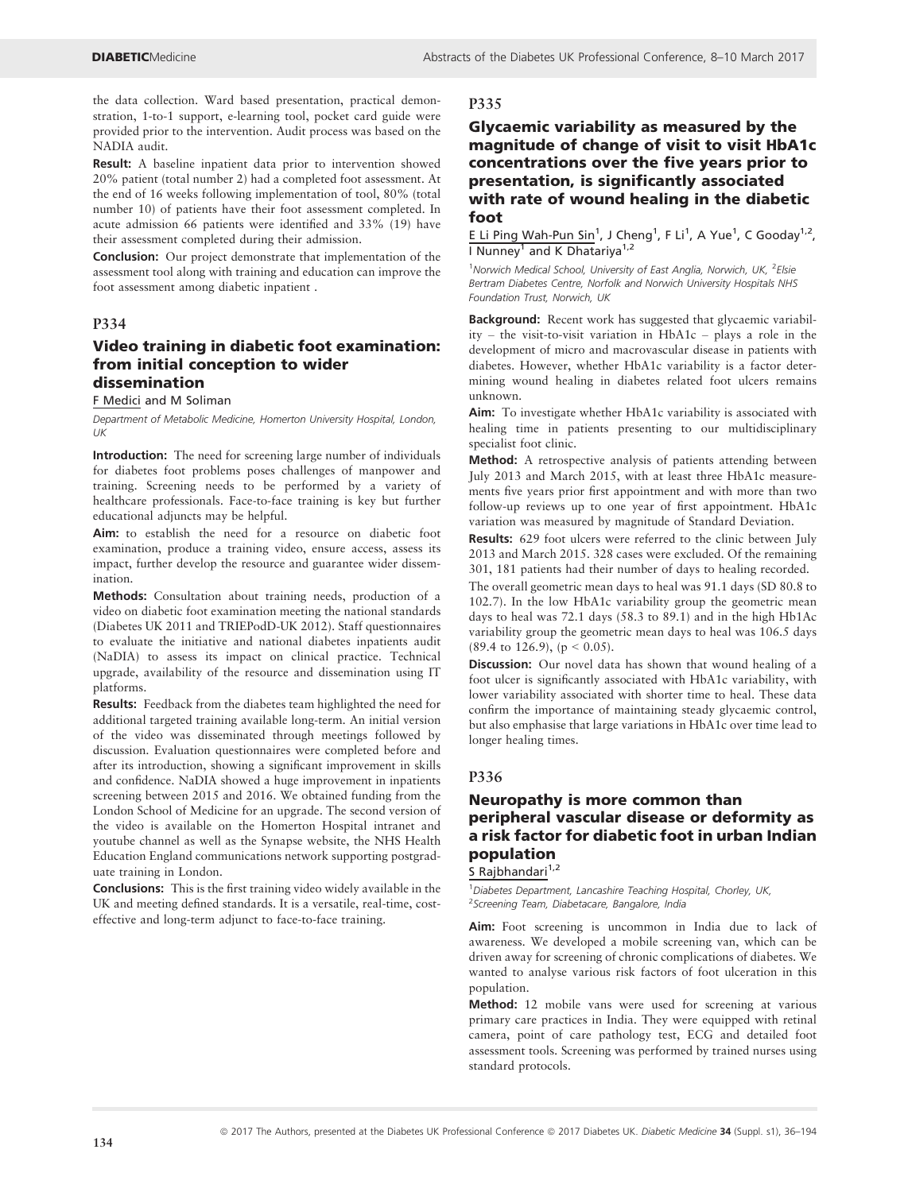the data collection. Ward based presentation, practical demonstration, 1-to-1 support, e-learning tool, pocket card guide were provided prior to the intervention. Audit process was based on the NADIA audit.

**Result:** A baseline inpatient data prior to intervention showed 20% patient (total number 2) had a completed foot assessment. At the end of 16 weeks following implementation of tool, 80% (total number 10) of patients have their foot assessment completed. In acute admission 66 patients were identified and 33% (19) have their assessment completed during their admission.

**Conclusion:** Our project demonstrate that implementation of the assessment tool along with training and education can improve the foot assessment among diabetic inpatient .

## P334

### Video training in diabetic foot examination: from initial conception to wider dissemination

F Medici and M Soliman

*Department of Metabolic Medicine, Homerton University Hospital, London, UK*

**Introduction:** The need for screening large number of individuals for diabetes foot problems poses challenges of manpower and training. Screening needs to be performed by a variety of healthcare professionals. Face-to-face training is key but further educational adjuncts may be helpful.

**Aim:** to establish the need for a resource on diabetic foot examination, produce a training video, ensure access, assess its impact, further develop the resource and guarantee wider dissemination.

**Methods:** Consultation about training needs, production of a video on diabetic foot examination meeting the national standards (Diabetes UK 2011 and TRIEPodD-UK 2012). Staff questionnaires to evaluate the initiative and national diabetes inpatients audit (NaDIA) to assess its impact on clinical practice. Technical upgrade, availability of the resource and dissemination using IT platforms.

**Results:** Feedback from the diabetes team highlighted the need for additional targeted training available long-term. An initial version of the video was disseminated through meetings followed by discussion. Evaluation questionnaires were completed before and after its introduction, showing a significant improvement in skills and confidence. NaDIA showed a huge improvement in inpatients screening between 2015 and 2016. We obtained funding from the London School of Medicine for an upgrade. The second version of the video is available on the Homerton Hospital intranet and youtube channel as well as the Synapse website, the NHS Health Education England communications network supporting postgraduate training in London.

**Conclusions:** This is the first training video widely available in the UK and meeting defined standards. It is a versatile, real-time, cost-effective and long-term adjunct to face-to-face training.

## P335

### Glycaemic variability as measured by the magnitude of change of visit to visit HbA1c concentrations over the five years prior to presentation, is significantly associated with rate of wound healing in the diabetic foot

E Li Ping Wah-Pun Sin[1], J Cheng[1], F Li[1], A Yue[1], C Gooday[1,2], I Nunney[1] and K Dhatariya[1,2]

[1]*Norwich Medical School, University of East Anglia, Norwich, UK,* [2]*Elsie Bertram Diabetes Centre, Norfolk and Norwich University Hospitals NHS Foundation Trust, Norwich, UK*

**Background:** Recent work has suggested that glycaemic variability – the visit-to-visit variation in HbA1c – plays a role in the development of micro and macrovascular disease in patients with diabetes. However, whether HbA1c variability is a factor determining wound healing in diabetes related foot ulcers remains unknown.

**Aim:** To investigate whether HbA1c variability is associated with healing time in patients presenting to our multidisciplinary specialist foot clinic.

**Method:** A retrospective analysis of patients attending between July 2013 and March 2015, with at least three HbA1c measurements five years prior first appointment and with more than two follow-up reviews up to one year of first appointment. HbA1c variation was measured by magnitude of Standard Deviation.

**Results:** 629 foot ulcers were referred to the clinic between July 2013 and March 2015. 328 cases were excluded. Of the remaining 301, 181 patients had their number of days to healing recorded.

The overall geometric mean days to heal was 91.1 days (SD 80.8 to 102.7). In the low HbA1c variability group the geometric mean days to heal was 72.1 days (58.3 to 89.1) and in the high Hb1Ac variability group the geometric mean days to heal was 106.5 days (89.4 to 126.9), ($p < 0.05$).

**Discussion:** Our novel data has shown that wound healing of a foot ulcer is significantly associated with HbA1c variability, with lower variability associated with shorter time to heal. These data confirm the importance of maintaining steady glycaemic control, but also emphasise that large variations in HbA1c over time lead to longer healing times.

## P336

### Neuropathy is more common than peripheral vascular disease or deformity as a risk factor for diabetic foot in urban Indian population

S Rajbhandari[1,2]

[1]*Diabetes Department, Lancashire Teaching Hospital, Chorley, UK,* [2]*Screening Team, Diabetacare, Bangalore, India*

**Aim:** Foot screening is uncommon in India due to lack of awareness. We developed a mobile screening van, which can be driven away for screening of chronic complications of diabetes. We wanted to analyse various risk factors of foot ulceration in this population.

**Method:** 12 mobile vans were used for screening at various primary care practices in India. They were equipped with retinal camera, point of care pathology test, ECG and detailed foot assessment tools. Screening was performed by trained nurses using standard protocols.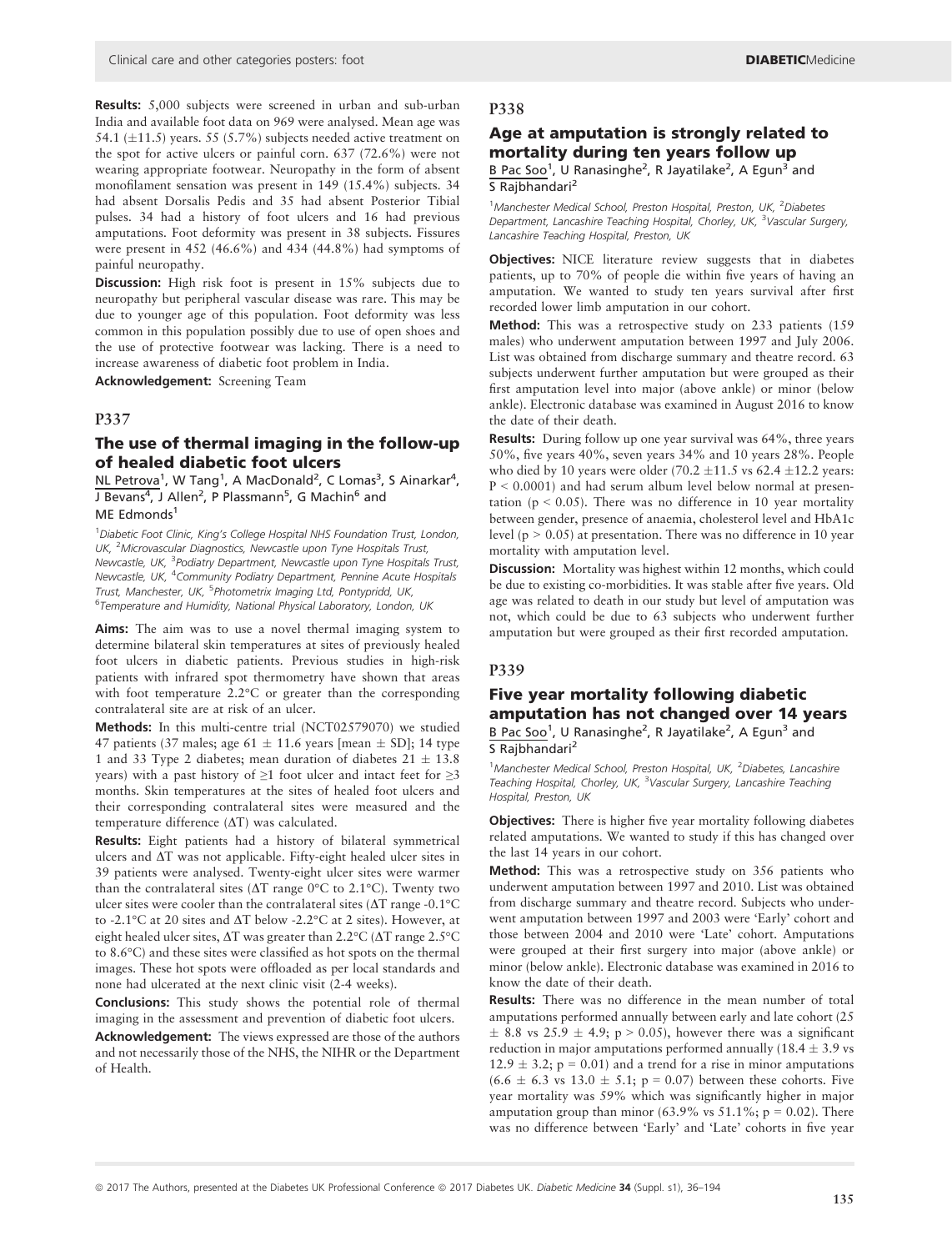**Results:** 5,000 subjects were screened in urban and sub-urban India and available foot data on 969 were analysed. Mean age was 54.1 (±11.5) years. 55 (5.7%) subjects needed active treatment on the spot for active ulcers or painful corn. 637 (72.6%) were not wearing appropriate footwear. Neuropathy in the form of absent monofilament sensation was present in 149 (15.4%) subjects. 34 had absent Dorsalis Pedis and 35 had absent Posterior Tibial pulses. 34 had a history of foot ulcers and 16 had previous amputations. Foot deformity was present in 38 subjects. Fissures were present in 452 (46.6%) and 434 (44.8%) had symptoms of painful neuropathy.

**Discussion:** High risk foot is present in 15% subjects due to neuropathy but peripheral vascular disease was rare. This may be due to younger age of this population. Foot deformity was less common in this population possibly due to use of open shoes and the use of protective footwear was lacking. There is a need to increase awareness of diabetic foot problem in India.

**Acknowledgement:** Screening Team

## P337

### The use of thermal imaging in the follow-up of healed diabetic foot ulcers

NL Petrova[1], W Tang[1], A MacDonald[2], C Lomas[3], S Ainarkar[4], J Bevans[4], J Allen[2], P Plassmann[5], G Machin[6] and ME Edmonds[1]

[1]Diabetic Foot Clinic, King's College Hospital NHS Foundation Trust, London, UK, [2]Microvascular Diagnostics, Newcastle upon Tyne Hospitals Trust, Newcastle, UK, [3]Podiatry Department, Newcastle upon Tyne Hospitals Trust, Newcastle, UK, [4]Community Podiatry Department, Pennine Acute Hospitals Trust, Manchester, UK, [5]Photometrix Imaging Ltd, Pontypridd, UK, [6]Temperature and Humidity, National Physical Laboratory, London, UK

**Aims:** The aim was to use a novel thermal imaging system to determine bilateral skin temperatures at sites of previously healed foot ulcers in diabetic patients. Previous studies in high-risk patients with infrared spot thermometry have shown that areas with foot temperature 2.2°C or greater than the corresponding contralateral site are at risk of an ulcer.

**Methods:** In this multi-centre trial (NCT02579070) we studied 47 patients (37 males; age 61 ± 11.6 years [mean ± SD]; 14 type 1 and 33 Type 2 diabetes; mean duration of diabetes 21 ± 13.8 years) with a past history of ≥1 foot ulcer and intact feet for ≥3 months. Skin temperatures at the sites of healed foot ulcers and their corresponding contralateral sites were measured and the temperature difference (ΔT) was calculated.

**Results:** Eight patients had a history of bilateral symmetrical ulcers and ΔT was not applicable. Fifty-eight healed ulcer sites in 39 patients were analysed. Twenty-eight ulcer sites were warmer than the contralateral sites (ΔT range 0°C to 2.1°C). Twenty two ulcer sites were cooler than the contralateral sites (ΔT range -0.1°C to -2.1°C at 20 sites and ΔT below -2.2°C at 2 sites). However, at eight healed ulcer sites, ΔT was greater than 2.2°C (ΔT range 2.5°C to 8.6°C) and these sites were classified as hot spots on the thermal images. These hot spots were offloaded as per local standards and none had ulcerated at the next clinic visit (2-4 weeks).

**Conclusions:** This study shows the potential role of thermal imaging in the assessment and prevention of diabetic foot ulcers.

**Acknowledgement:** The views expressed are those of the authors and not necessarily those of the NHS, the NIHR or the Department of Health.

## P338

### Age at amputation is strongly related to mortality during ten years follow up

B Pac Soo[1], U Ranasinghe[2], R Jayatilake[2], A Egun[3] and S Rajbhandari[2]

[1]Manchester Medical School, Preston Hospital, Preston, UK, [2]Diabetes Department, Lancashire Teaching Hospital, Chorley, UK, [3]Vascular Surgery, Lancashire Teaching Hospital, Preston, UK

**Objectives:** NICE literature review suggests that in diabetes patients, up to 70% of people die within five years of having an amputation. We wanted to study ten years survival after first recorded lower limb amputation in our cohort.

**Method:** This was a retrospective study on 233 patients (159 males) who underwent amputation between 1997 and July 2006. List was obtained from discharge summary and theatre record. 63 subjects underwent further amputation but were grouped as their first amputation level into major (above ankle) or minor (below ankle). Electronic database was examined in August 2016 to know the date of their death.

**Results:** During follow up one year survival was 64%, three years 50%, five years 40%, seven years 34% and 10 years 28%. People who died by 10 years were older (70.2 ±11.5 vs 62.4 ±12.2 years: $P < 0.0001$) and had serum album level below normal at presentation ($p < 0.05$). There was no difference in 10 year mortality between gender, presence of anaemia, cholesterol level and HbA1c level ($p > 0.05$) at presentation. There was no difference in 10 year mortality with amputation level.

**Discussion:** Mortality was highest within 12 months, which could be due to existing co-morbidities. It was stable after five years. Old age was related to death in our study but level of amputation was not, which could be due to 63 subjects who underwent further amputation but were grouped as their first recorded amputation.

## P339

### Five year mortality following diabetic amputation has not changed over 14 years

B Pac Soo[1], U Ranasinghe[2], R Jayatilake[2], A Egun[3] and S Rajbhandari[2]

[1]Manchester Medical School, Preston Hospital, UK, [2]Diabetes, Lancashire Teaching Hospital, Chorley, UK, [3]Vascular Surgery, Lancashire Teaching Hospital, Preston, UK

**Objectives:** There is higher five year mortality following diabetes related amputations. We wanted to study if this has changed over the last 14 years in our cohort.

**Method:** This was a retrospective study on 356 patients who underwent amputation between 1997 and 2010. List was obtained from discharge summary and theatre record. Subjects who underwent amputation between 1997 and 2003 were 'Early' cohort and those between 2004 and 2010 were 'Late' cohort. Amputations were grouped at their first surgery into major (above ankle) or minor (below ankle). Electronic database was examined in 2016 to know the date of their death.

**Results:** There was no difference in the mean number of total amputations performed annually between early and late cohort (25 ± 8.8 vs 25.9 ± 4.9; $p > 0.05$), however there was a significant reduction in major amputations performed annually (18.4 ± 3.9 vs 12.9 ± 3.2; $p = 0.01$) and a trend for a rise in minor amputations (6.6 ± 6.3 vs 13.0 ± 5.1; $p = 0.07$) between these cohorts. Five year mortality was 59% which was significantly higher in major amputation group than minor (63.9% vs 51.1%; $p = 0.02$). There was no difference between 'Early' and 'Late' cohorts in five year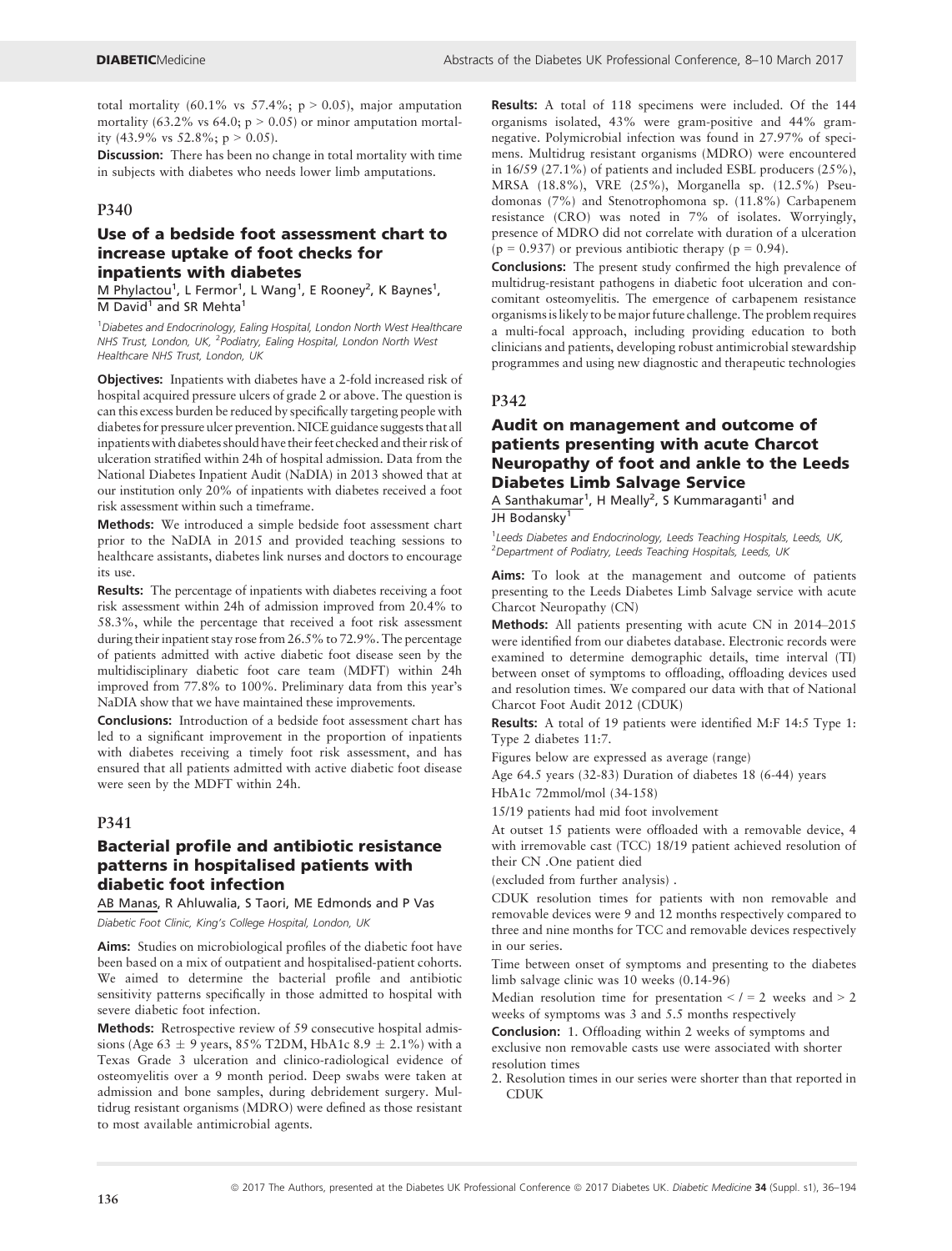total mortality (60.1% vs 57.4%; $p > 0.05$), major amputation mortality (63.2% vs 64.0; $p > 0.05$) or minor amputation mortality (43.9% vs 52.8%; $p > 0.05$).

**Discussion:** There has been no change in total mortality with time in subjects with diabetes who needs lower limb amputations.

## P340

### Use of a bedside foot assessment chart to increase uptake of foot checks for inpatients with diabetes

M Phylactou[1], L Fermor[1], L Wang[1], E Rooney[2], K Baynes[1], M David[1] and SR Mehta[1]

[1]*Diabetes and Endocrinology, Ealing Hospital, London North West Healthcare NHS Trust, London, UK,* [2]*Podiatry, Ealing Hospital, London North West Healthcare NHS Trust, London, UK*

**Objectives:** Inpatients with diabetes have a 2-fold increased risk of hospital acquired pressure ulcers of grade 2 or above. The question is can this excess burden be reduced by specifically targeting people with diabetes for pressure ulcer prevention. NICE guidance suggests that all inpatients with diabetes should have their feet checked and their risk of ulceration stratified within 24h of hospital admission. Data from the National Diabetes Inpatient Audit (NaDIA) in 2013 showed that at our institution only 20% of inpatients with diabetes received a foot risk assessment within such a timeframe.

**Methods:** We introduced a simple bedside foot assessment chart prior to the NaDIA in 2015 and provided teaching sessions to healthcare assistants, diabetes link nurses and doctors to encourage its use.

**Results:** The percentage of inpatients with diabetes receiving a foot risk assessment within 24h of admission improved from 20.4% to 58.3%, while the percentage that received a foot risk assessment during their inpatient stay rose from 26.5% to 72.9%. The percentage of patients admitted with active diabetic foot disease seen by the multidisciplinary diabetic foot care team (MDFT) within 24h improved from 77.8% to 100%. Preliminary data from this year's NaDIA show that we have maintained these improvements.

**Conclusions:** Introduction of a bedside foot assessment chart has led to a significant improvement in the proportion of inpatients with diabetes receiving a timely foot risk assessment, and has ensured that all patients admitted with active diabetic foot disease were seen by the MDFT within 24h.

## P341

### Bacterial profile and antibiotic resistance patterns in hospitalised patients with diabetic foot infection

AB Manas, R Ahluwalia, S Taori, ME Edmonds and P Vas

*Diabetic Foot Clinic, King's College Hospital, London, UK*

**Aims:** Studies on microbiological profiles of the diabetic foot have been based on a mix of outpatient and hospitalised-patient cohorts. We aimed to determine the bacterial profile and antibiotic sensitivity patterns specifically in those admitted to hospital with severe diabetic foot infection.

**Methods:** Retrospective review of 59 consecutive hospital admissions (Age 63 ± 9 years, 85% T2DM, HbA1c 8.9 ± 2.1%) with a Texas Grade 3 ulceration and clinico-radiological evidence of osteomyelitis over a 9 month period. Deep swabs were taken at admission and bone samples, during debridement surgery. Multidrug resistant organisms (MDRO) were defined as those resistant to most available antimicrobial agents.

**Results:** A total of 118 specimens were included. Of the 144 organisms isolated, 43% were gram-positive and 44% gram-negative. Polymicrobial infection was found in 27.97% of specimens. Multidrug resistant organisms (MDRO) were encountered in 16/59 (27.1%) of patients and included ESBL producers (25%), MRSA (18.8%), VRE (25%), Morganella sp. (12.5%) Pseudomonas (7%) and Stenotrophomona sp. (11.8%) Carbapenem resistance (CRO) was noted in 7% of isolates. Worryingly, presence of MDRO did not correlate with duration of a ulceration ($p = 0.937$) or previous antibiotic therapy ($p = 0.94$).

**Conclusions:** The present study confirmed the high prevalence of multidrug-resistant pathogens in diabetic foot ulceration and concomitant osteomyelitis. The emergence of carbapenem resistance organisms is likely to be major future challenge. The problem requires a multi-focal approach, including providing education to both clinicians and patients, developing robust antimicrobial stewardship programmes and using new diagnostic and therapeutic technologies

## P342

### Audit on management and outcome of patients presenting with acute Charcot Neuropathy of foot and ankle to the Leeds Diabetes Limb Salvage Service

A Santhakumar[1], H Meally[2], S Kummaraganti[1] and JH Bodansky[1]

[1]*Leeds Diabetes and Endocrinology, Leeds Teaching Hospitals, Leeds, UK,* [2]*Department of Podiatry, Leeds Teaching Hospitals, Leeds, UK*

**Aims:** To look at the management and outcome of patients presenting to the Leeds Diabetes Limb Salvage service with acute Charcot Neuropathy (CN)

**Methods:** All patients presenting with acute CN in 2014–2015 were identified from our diabetes database. Electronic records were examined to determine demographic details, time interval (TI) between onset of symptoms to offloading, offloading devices used and resolution times. We compared our data with that of National Charcot Foot Audit 2012 (CDUK)

**Results:** A total of 19 patients were identified M:F 14:5 Type 1: Type 2 diabetes 11:7.

Figures below are expressed as average (range)

Age 64.5 years (32-83) Duration of diabetes 18 (6-44) years

HbA1c 72mmol/mol (34-158)

15/19 patients had mid foot involvement

At outset 15 patients were offloaded with a removable device, 4 with irremovable cast (TCC) 18/19 patient achieved resolution of their CN .One patient died

(excluded from further analysis) .

CDUK resolution times for patients with non removable and removable devices were 9 and 12 months respectively compared to three and nine months for TCC and removable devices respectively in our series.

Time between onset of symptoms and presenting to the diabetes limb salvage clinic was 10 weeks (0.14-96)

Median resolution time for presentation < / = 2 weeks and > 2 weeks of symptoms was 3 and 5.5 months respectively

**Conclusion:** 1. Offloading within 2 weeks of symptoms and exclusive non removable casts use were associated with shorter resolution times

2. Resolution times in our series were shorter than that reported in CDUK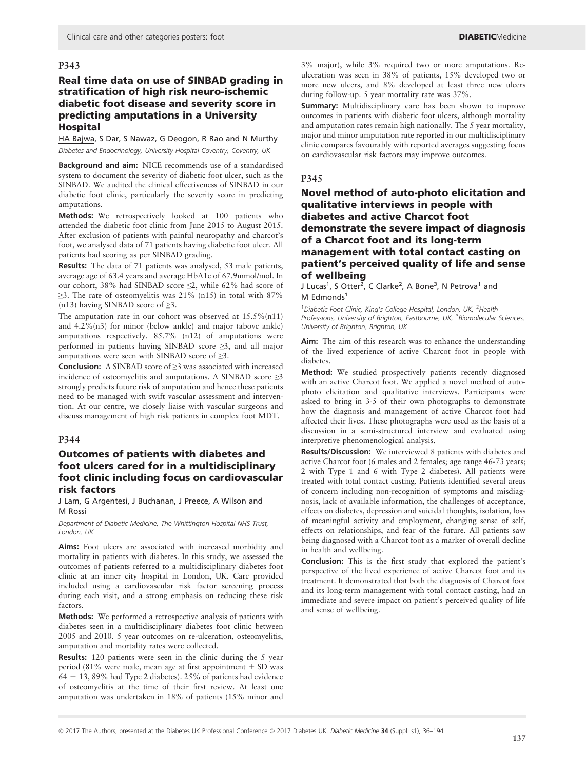## P343

### Real time data on use of SINBAD grading in stratification of high risk neuro-ischemic diabetic foot disease and severity score in predicting amputations in a University Hospital

HA Bajwa, S Dar, S Nawaz, G Deogon, R Rao and N Murthy

*Diabetes and Endocrinology, University Hospital Coventry, Coventry, UK*

**Background and aim:** NICE recommends use of a standardised system to document the severity of diabetic foot ulcer, such as the SINBAD. We audited the clinical effectiveness of SINBAD in our diabetic foot clinic, particularly the severity score in predicting amputations.

**Methods:** We retrospectively looked at 100 patients who attended the diabetic foot clinic from June 2015 to August 2015. After exclusion of patients with painful neuropathy and charcot's foot, we analysed data of 71 patients having diabetic foot ulcer. All patients had scoring as per SINBAD grading.

**Results:** The data of 71 patients was analysed, 53 male patients, average age of 63.4 years and average HbA1c of 67.9mmol/mol. In our cohort, 38% had SINBAD score ≤2, while 62% had score of ≥3. The rate of osteomyelitis was 21% (n15) in total with 87% (n13) having SINBAD score of ≥3.

The amputation rate in our cohort was observed at 15.5%(n11) and 4.2%(n3) for minor (below ankle) and major (above ankle) amputations respectively. 85.7% (n12) of amputations were performed in patients having SINBAD score ≥3, and all major amputations were seen with SINBAD score of ≥3.

**Conclusion:** A SINBAD score of ≥3 was associated with increased incidence of osteomyelitis and amputations. A SINBAD score ≥3 strongly predicts future risk of amputation and hence these patients need to be managed with swift vascular assessment and intervention. At our centre, we closely liaise with vascular surgeons and discuss management of high risk patients in complex foot MDT.

## P344

### Outcomes of patients with diabetes and foot ulcers cared for in a multidisciplinary foot clinic including focus on cardiovascular risk factors

J Lam, G Argentesi, J Buchanan, J Preece, A Wilson and M Rossi

*Department of Diabetic Medicine, The Whittington Hospital NHS Trust, London, UK*

**Aims:** Foot ulcers are associated with increased morbidity and mortality in patients with diabetes. In this study, we assessed the outcomes of patients referred to a multidisciplinary diabetes foot clinic at an inner city hospital in London, UK. Care provided included using a cardiovascular risk factor screening process during each visit, and a strong emphasis on reducing these risk factors.

**Methods:** We performed a retrospective analysis of patients with diabetes seen in a multidisciplinary diabetes foot clinic between 2005 and 2010. 5 year outcomes on re-ulceration, osteomyelitis, amputation and mortality rates were collected.

**Results:** 120 patients were seen in the clinic during the 5 year period (81% were male, mean age at first appointment ± SD was 64 ± 13, 89% had Type 2 diabetes). 25% of patients had evidence of osteomyelitis at the time of their first review. At least one amputation was undertaken in 18% of patients (15% minor and 3% major), while 3% required two or more amputations. Re-ulceration was seen in 38% of patients, 15% developed two or more new ulcers, and 8% developed at least three new ulcers during follow-up. 5 year mortality rate was 37%.

**Summary:** Multidisciplinary care has been shown to improve outcomes in patients with diabetic foot ulcers, although mortality and amputation rates remain high nationally. The 5 year mortality, major and minor amputation rate reported in our multidisciplinary clinic compares favourably with reported averages suggesting focus on cardiovascular risk factors may improve outcomes.

## P345

### Novel method of auto-photo elicitation and qualitative interviews in people with diabetes and active Charcot foot demonstrate the severe impact of diagnosis of a Charcot foot and its long-term management with total contact casting on patient's perceived quality of life and sense of wellbeing

J Lucas[1], S Otter[2], C Clarke[2], A Bone[3], N Petrova[1] and M Edmonds[1]

[1]*Diabetic Foot Clinic, King's College Hospital, London, UK,* [2]*Health Professions, University of Brighton, Eastbourne, UK,* [3]*Biomolecular Sciences, University of Brighton, Brighton, UK*

**Aim:** The aim of this research was to enhance the understanding of the lived experience of active Charcot foot in people with diabetes.

**Method:** We studied prospectively patients recently diagnosed with an active Charcot foot. We applied a novel method of auto-photo elicitation and qualitative interviews. Participants were asked to bring in 3-5 of their own photographs to demonstrate how the diagnosis and management of active Charcot foot had affected their lives. These photographs were used as the basis of a discussion in a semi-structured interview and evaluated using interpretive phenomenological analysis.

**Results/Discussion:** We interviewed 8 patients with diabetes and active Charcot foot (6 males and 2 females; age range 46-73 years; 2 with Type 1 and 6 with Type 2 diabetes). All patients were treated with total contact casting. Patients identified several areas of concern including non-recognition of symptoms and misdiagnosis, lack of available information, the challenges of acceptance, effects on diabetes, depression and suicidal thoughts, isolation, loss of meaningful activity and employment, changing sense of self, effects on relationships, and fear of the future. All patients saw being diagnosed with a Charcot foot as a marker of overall decline in health and wellbeing.

**Conclusion:** This is the first study that explored the patient's perspective of the lived experience of active Charcot foot and its treatment. It demonstrated that both the diagnosis of Charcot foot and its long-term management with total contact casting, had an immediate and severe impact on patient's perceived quality of life and sense of wellbeing.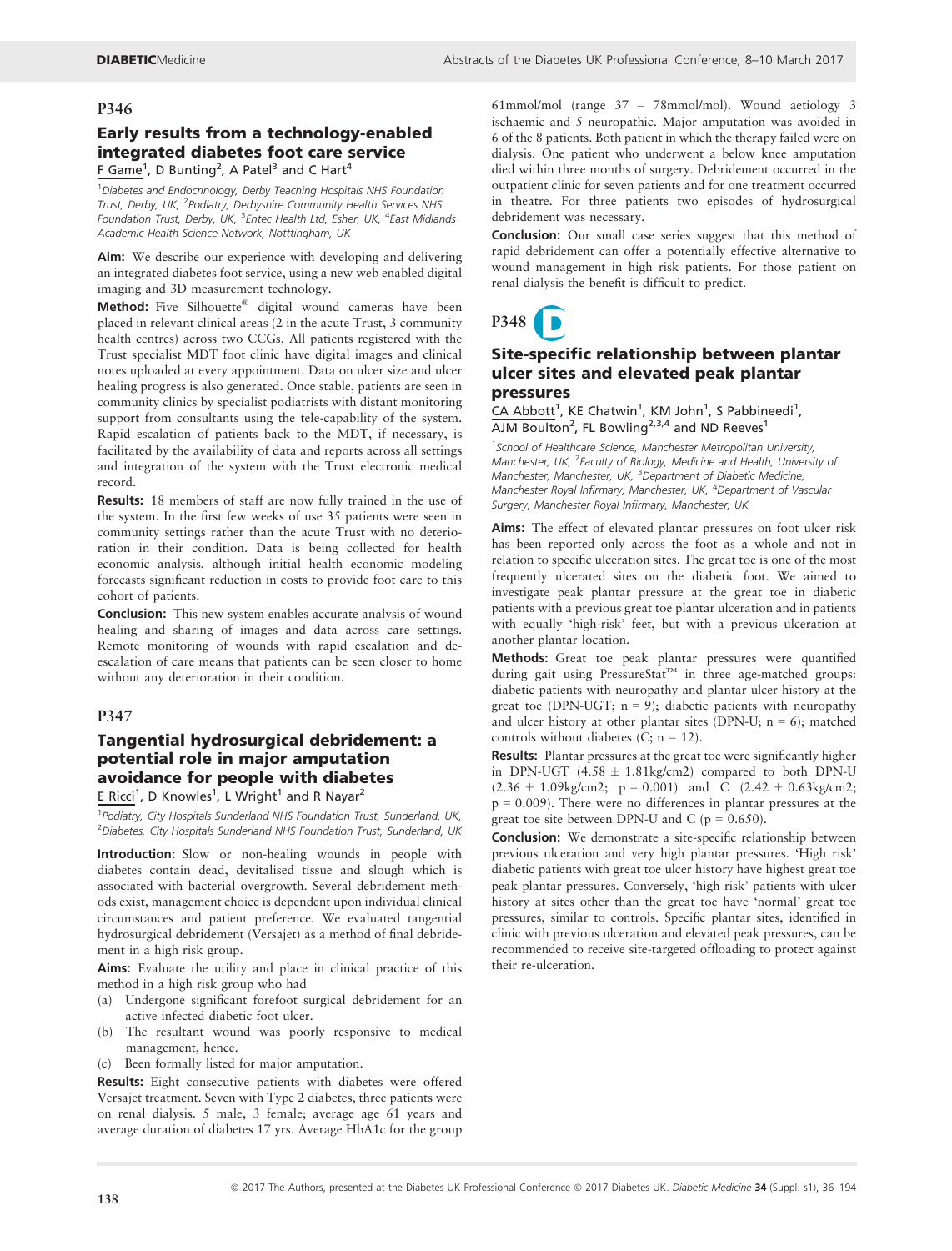## P346

### Early results from a technology-enabled integrated diabetes foot care service

F Game[1], D Bunting[2], A Patel[3] and C Hart[4]

[1]Diabetes and Endocrinology, Derby Teaching Hospitals NHS Foundation Trust, Derby, UK, [2]Podiatry, Derbyshire Community Health Services NHS Foundation Trust, Derby, UK, [3]Entec Health Ltd, Esher, UK, [4]East Midlands Academic Health Science Network, Notttingham, UK

**Aim:** We describe our experience with developing and delivering an integrated diabetes foot service, using a new web enabled digital imaging and 3D measurement technology.

**Method:** Five Silhouette® digital wound cameras have been placed in relevant clinical areas (2 in the acute Trust, 3 community health centres) across two CCGs. All patients registered with the Trust specialist MDT foot clinic have digital images and clinical notes uploaded at every appointment. Data on ulcer size and ulcer healing progress is also generated. Once stable, patients are seen in community clinics by specialist podiatrists with distant monitoring support from consultants using the tele-capability of the system. Rapid escalation of patients back to the MDT, if necessary, is facilitated by the availability of data and reports across all settings and integration of the system with the Trust electronic medical record.

**Results:** 18 members of staff are now fully trained in the use of the system. In the first few weeks of use 35 patients were seen in community settings rather than the acute Trust with no deterioration in their condition. Data is being collected for health economic analysis, although initial health economic modeling forecasts significant reduction in costs to provide foot care to this cohort of patients.

**Conclusion:** This new system enables accurate analysis of wound healing and sharing of images and data across care settings. Remote monitoring of wounds with rapid escalation and de-escalation of care means that patients can be seen closer to home without any deterioration in their condition.

## P347

### Tangential hydrosurgical debridement: a potential role in major amputation avoidance for people with diabetes

E Ricci[1], D Knowles[1], L Wright[1] and R Nayar[2]

[1]Podiatry, City Hospitals Sunderland NHS Foundation Trust, Sunderland, UK, [2]Diabetes, City Hospitals Sunderland NHS Foundation Trust, Sunderland, UK

**Introduction:** Slow or non-healing wounds in people with diabetes contain dead, devitalised tissue and slough which is associated with bacterial overgrowth. Several debridement methods exist, management choice is dependent upon individual clinical circumstances and patient preference. We evaluated tangential hydrosurgical debridement (Versajet) as a method of final debridement in a high risk group.

**Aims:** Evaluate the utility and place in clinical practice of this method in a high risk group who had

(a) Undergone significant forefoot surgical debridement for an active infected diabetic foot ulcer.
(b) The resultant wound was poorly responsive to medical management, hence.
(c) Been formally listed for major amputation.

**Results:** Eight consecutive patients with diabetes were offered Versajet treatment. Seven with Type 2 diabetes, three patients were on renal dialysis. 5 male, 3 female; average age 61 years and average duration of diabetes 17 yrs. Average HbA1c for the group 61mmol/mol (range 37 – 78mmol/mol). Wound aetiology 3 ischaemic and 5 neuropathic. Major amputation was avoided in 6 of the 8 patients. Both patient in which the therapy failed were on dialysis. One patient who underwent a below knee amputation died within three months of surgery. Debridement occurred in the outpatient clinic for seven patients and for one treatment occurred in theatre. For three patients two episodes of hydrosurgical debridement was necessary.

**Conclusion:** Our small case series suggest that this method of rapid debridement can offer a potentially effective alternative to wound management in high risk patients. For those patient on renal dialysis the benefit is difficult to predict.

## P348

### Site-specific relationship between plantar ulcer sites and elevated peak plantar pressures

CA Abbott[1], KE Chatwin[1], KM John[1], S Pabbineedi[1], AJM Boulton[2], FL Bowling[2,3,4] and ND Reeves[1]

[1]School of Healthcare Science, Manchester Metropolitan University, Manchester, UK, [2]Faculty of Biology, Medicine and Health, University of Manchester, Manchester, UK, [3]Department of Diabetic Medicine, Manchester Royal Infirmary, Manchester, UK, [4]Department of Vascular Surgery, Manchester Royal Infirmary, Manchester, UK

**Aims:** The effect of elevated plantar pressures on foot ulcer risk has been reported only across the foot as a whole and not in relation to specific ulceration sites. The great toe is one of the most frequently ulcerated sites on the diabetic foot. We aimed to investigate peak plantar pressure at the great toe in diabetic patients with a previous great toe plantar ulceration and in patients with equally 'high-risk' feet, but with a previous ulceration at another plantar location.

**Methods:** Great toe peak plantar pressures were quantified during gait using PressureStat™ in three age-matched groups: diabetic patients with neuropathy and plantar ulcer history at the great toe (DPN-UGT; $n = 9$); diabetic patients with neuropathy and ulcer history at other plantar sites (DPN-U; $n = 6$); matched controls without diabetes (C; $n = 12$).

**Results:** Plantar pressures at the great toe were significantly higher in DPN-UGT ($4.58 \pm 1.81$kg/cm2) compared to both DPN-U ($2.36 \pm 1.09$kg/cm2; $p = 0.001$) and C ($2.42 \pm 0.63$kg/cm2; $p = 0.009$). There were no differences in plantar pressures at the great toe site between DPN-U and C ($p = 0.650$).

**Conclusion:** We demonstrate a site-specific relationship between previous ulceration and very high plantar pressures. 'High risk' diabetic patients with great toe ulcer history have highest great toe peak plantar pressures. Conversely, 'high risk' patients with ulcer history at sites other than the great toe have 'normal' great toe pressures, similar to controls. Specific plantar sites, identified in clinic with previous ulceration and elevated peak pressures, can be recommended to receive site-targeted offloading to protect against their re-ulceration.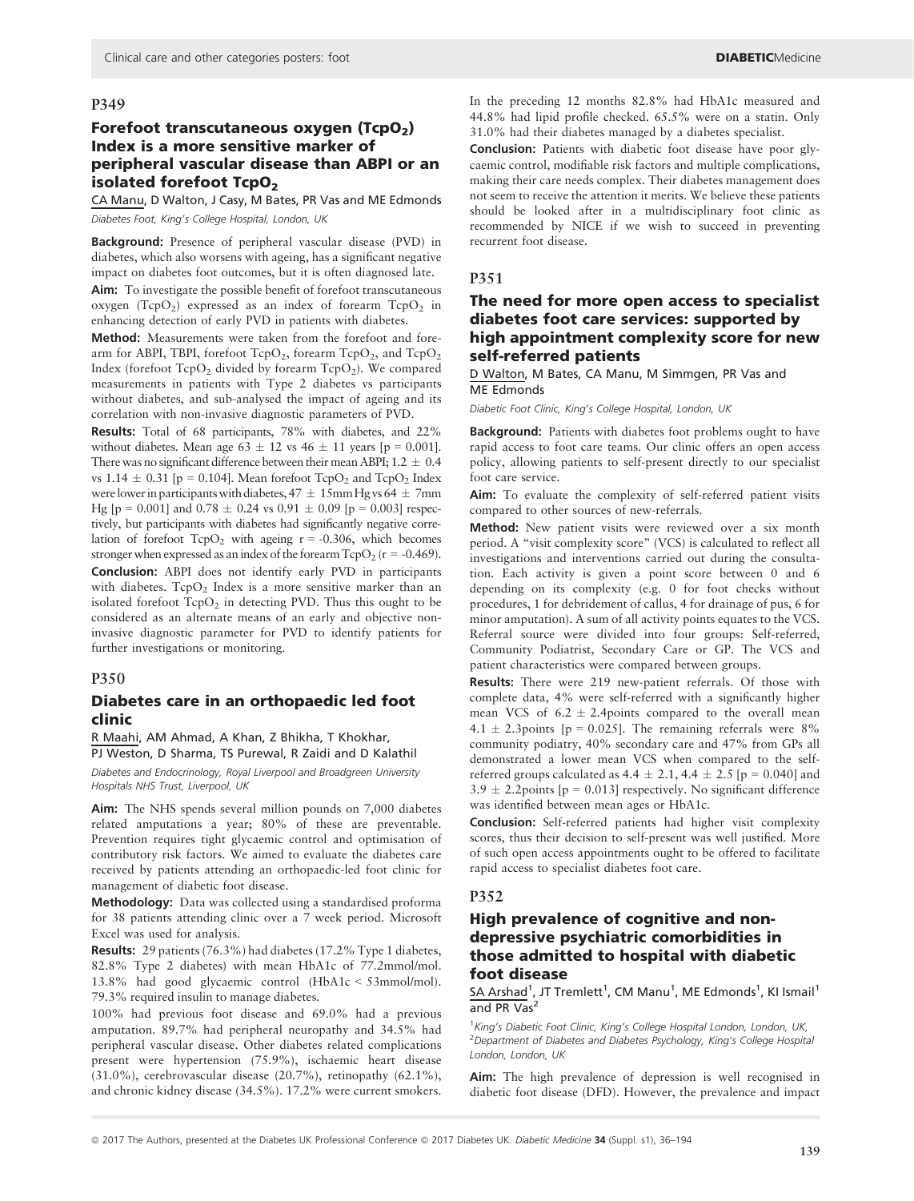## P349

### Forefoot transcutaneous oxygen ($TcpO_2$) Index is a more sensitive marker of peripheral vascular disease than ABPI or an isolated forefoot $TcpO_2$

CA Manu, D Walton, J Casy, M Bates, PR Vas and ME Edmonds

*Diabetes Foot, King's College Hospital, London, UK*

**Background:** Presence of peripheral vascular disease (PVD) in diabetes, which also worsens with ageing, has a significant negative impact on diabetes foot outcomes, but it is often diagnosed late.

**Aim:** To investigate the possible benefit of forefoot transcutaneous oxygen ($TcpO_2$) expressed as an index of forearm $TcpO_2$ in enhancing detection of early PVD in patients with diabetes.

**Method:** Measurements were taken from the forefoot and forearm for ABPI, TBPI, forefoot $TcpO_2$, forearm $TcpO_2$, and $TcpO_2$ Index (forefoot $TcpO_2$ divided by forearm $TcpO_2$). We compared measurements in patients with Type 2 diabetes vs participants without diabetes, and sub-analysed the impact of ageing and its correlation with non-invasive diagnostic parameters of PVD.

**Results:** Total of 68 participants, 78% with diabetes, and 22% without diabetes. Mean age 63 ± 12 vs 46 ± 11 years [$p = 0.001$]. There was no significant difference between their mean ABPI; 1.2 ± 0.4 vs 1.14 ± 0.31 [$p = 0.104$]. Mean forefoot $TcpO_2$ and $TcpO_2$ Index were lower in participants with diabetes, 47 ± 15mm Hg vs 64 ± 7mm Hg [$p = 0.001$] and 0.78 ± 0.24 vs 0.91 ± 0.09 [$p = 0.003$] respectively, but participants with diabetes had significantly negative correlation of forefoot $TcpO_2$ with ageing $r = -0.306$, which becomes stronger when expressed as an index of the forearm $TcpO_2$ ($r = -0.469$).

**Conclusion:** ABPI does not identify early PVD in participants with diabetes. $TcpO_2$ Index is a more sensitive marker than an isolated forefoot $TcpO_2$ in detecting PVD. Thus this ought to be considered as an alternate means of an early and objective non-invasive diagnostic parameter for PVD to identify patients for further investigations or monitoring.

## P350

### Diabetes care in an orthopaedic led foot clinic

R Maahi, AM Ahmad, A Khan, Z Bhikha, T Khokhar, PJ Weston, D Sharma, TS Purewal, R Zaidi and D Kalathil

*Diabetes and Endocrinology, Royal Liverpool and Broadgreen University Hospitals NHS Trust, Liverpool, UK*

**Aim:** The NHS spends several million pounds on 7,000 diabetes related amputations a year; 80% of these are preventable. Prevention requires tight glycaemic control and optimisation of contributory risk factors. We aimed to evaluate the diabetes care received by patients attending an orthopaedic-led foot clinic for management of diabetic foot disease.

**Methodology:** Data was collected using a standardised proforma for 38 patients attending clinic over a 7 week period. Microsoft Excel was used for analysis.

**Results:** 29 patients (76.3%) had diabetes (17.2% Type 1 diabetes, 82.8% Type 2 diabetes) with mean HbA1c of 77.2mmol/mol. 13.8% had good glycaemic control (HbA1c < 53mmol/mol). 79.3% required insulin to manage diabetes.

100% had previous foot disease and 69.0% had a previous amputation. 89.7% had peripheral neuropathy and 34.5% had peripheral vascular disease. Other diabetes related complications present were hypertension (75.9%), ischaemic heart disease (31.0%), cerebrovascular disease (20.7%), retinopathy (62.1%), and chronic kidney disease (34.5%). 17.2% were current smokers. In the preceding 12 months 82.8% had HbA1c measured and 44.8% had lipid profile checked. 65.5% were on a statin. Only 31.0% had their diabetes managed by a diabetes specialist.

**Conclusion:** Patients with diabetic foot disease have poor glycaemic control, modifiable risk factors and multiple complications, making their care needs complex. Their diabetes management does not seem to receive the attention it merits. We believe these patients should be looked after in a multidisciplinary foot clinic as recommended by NICE if we wish to succeed in preventing recurrent foot disease.

## P351

### The need for more open access to specialist diabetes foot care services: supported by high appointment complexity score for new self-referred patients

D Walton, M Bates, CA Manu, M Simmgen, PR Vas and ME Edmonds

*Diabetic Foot Clinic, King's College Hospital, London, UK*

**Background:** Patients with diabetes foot problems ought to have rapid access to foot care teams. Our clinic offers an open access policy, allowing patients to self-present directly to our specialist foot care service.

**Aim:** To evaluate the complexity of self-referred patient visits compared to other sources of new-referrals.

**Method:** New patient visits were reviewed over a six month period. A "visit complexity score" (VCS) is calculated to reflect all investigations and interventions carried out during the consultation. Each activity is given a point score between 0 and 6 depending on its complexity (e.g. 0 for foot checks without procedures, 1 for debridement of callus, 4 for drainage of pus, 6 for minor amputation). A sum of all activity points equates to the VCS. Referral source were divided into four groups: Self-referred, Community Podiatrist, Secondary Care or GP. The VCS and patient characteristics were compared between groups.

**Results:** There were 219 new-patient referrals. Of those with complete data, 4% were self-referred with a significantly higher mean VCS of 6.2 ± 2.4points compared to the overall mean 4.1 ± 2.3points [$p = 0.025$]. The remaining referrals were 8% community podiatry, 40% secondary care and 47% from GPs all demonstrated a lower mean VCS when compared to the self-referred groups calculated as 4.4 ± 2.1, 4.4 ± 2.5 [$p = 0.040$] and 3.9 ± 2.2points [$p = 0.013$] respectively. No significant difference was identified between mean ages or HbA1c.

**Conclusion:** Self-referred patients had higher visit complexity scores, thus their decision to self-present was well justified. More of such open access appointments ought to be offered to facilitate rapid access to specialist diabetes foot care.

## P352

### High prevalence of cognitive and non-depressive psychiatric comorbidities in those admitted to hospital with diabetic foot disease

SA Arshad[1], JT Tremlett[1], CM Manu[1], ME Edmonds[1], KI Ismail[1] and PR Vas[2]

[1]*King's Diabetic Foot Clinic, King's College Hospital London, London, UK,* [2]*Department of Diabetes and Diabetes Psychology, King's College Hospital London, London, UK*

**Aim:** The high prevalence of depression is well recognised in diabetic foot disease (DFD). However, the prevalence and impact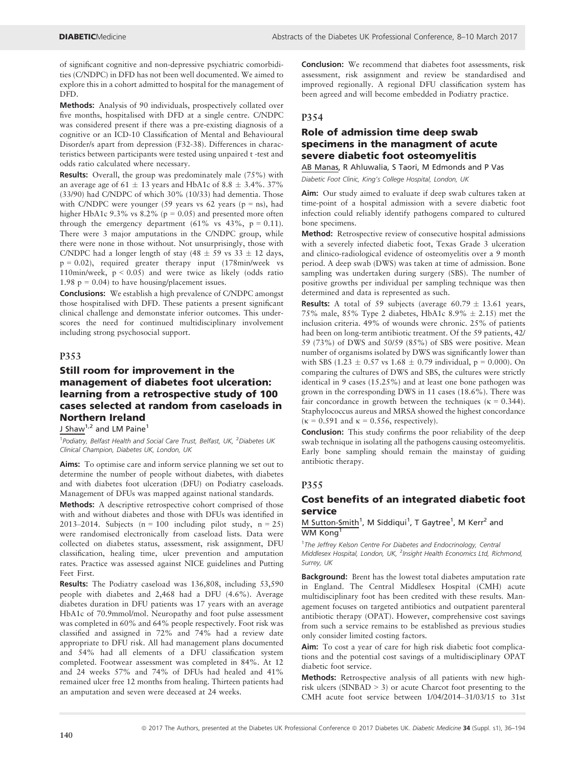of significant cognitive and non-depressive psychiatric comorbidities (C/NDPC) in DFD has not been well documented. We aimed to explore this in a cohort admitted to hospital for the management of DFD.

**Methods:** Analysis of 90 individuals, prospectively collated over five months, hospitalised with DFD at a single centre. C/NDPC was considered present if there was a pre-existing diagnosis of a cognitive or an ICD-10 Classification of Mental and Behavioural Disorder/s apart from depression (F32-38). Differences in characteristics between participants were tested using unpaired t -test and odds ratio calculated where necessary.

**Results:** Overall, the group was predominately male (75%) with an average age of 61 ± 13 years and HbA1c of 8.8 ± 3.4%. 37% (33/90) had C/NDPC of which 30% (10/33) had dementia. Those with C/NDPC were younger (59 years vs 62 years (p = ns), had higher HbA1c 9.3% vs 8.2% (p = 0.05) and presented more often through the emergency department (61% vs 43%, p = 0.11). There were 3 major amputations in the C/NDPC group, while there were none in those without. Not unsurprisingly, those with C/NDPC had a longer length of stay (48 ± 59 vs 33 ± 12 days, p = 0.02), required greater therapy input (178min/week vs 110min/week, p < 0.05) and were twice as likely (odds ratio 1.98 p = 0.04) to have housing/placement issues.

**Conclusions:** We establish a high prevalence of C/NDPC amongst those hospitalised with DFD. These patients a present significant clinical challenge and demonstate inferior outcomes. This underscores the need for continued multidisciplinary involvement including strong psychosocial support.

## P353

### Still room for improvement in the management of diabetes foot ulceration: learning from a retrospective study of 100 cases selected at random from caseloads in Northern Ireland

J Shaw[1,2] and LM Paine[1]

[1]Podiatry, Belfast Health and Social Care Trust, Belfast, UK, [2]Diabetes UK Clinical Champion, Diabetes UK, London, UK

**Aims:** To optimise care and inform service planning we set out to determine the number of people without diabetes, with diabetes and with diabetes foot ulceration (DFU) on Podiatry caseloads. Management of DFUs was mapped against national standards.

**Methods:** A descriptive retrospective cohort comprised of those with and without diabetes and those with DFUs was identified in 2013–2014. Subjects (n = 100 including pilot study, n = 25) were randomised electronically from caseload lists. Data were collected on diabetes status, assessment, risk assignment, DFU classification, healing time, ulcer prevention and amputation rates. Practice was assessed against NICE guidelines and Putting Feet First.

**Results:** The Podiatry caseload was 136,808, including 53,590 people with diabetes and 2,468 had a DFU (4.6%). Average diabetes duration in DFU patients was 17 years with an average HbA1c of 70.9mmol/mol. Neuropathy and foot pulse assessment was completed in 60% and 64% people respectively. Foot risk was classified and assigned in 72% and 74% had a review date appropriate to DFU risk. All had management plans documented and 54% had all elements of a DFU classification system completed. Footwear assessment was completed in 84%. At 12 and 24 weeks 57% and 74% of DFUs had healed and 41% remained ulcer free 12 months from healing. Thirteen patients had an amputation and seven were deceased at 24 weeks.

**Conclusion:** We recommend that diabetes foot assessments, risk assessment, risk assignment and review be standardised and improved regionally. A regional DFU classification system has been agreed and will become embedded in Podiatry practice.

## P354

### Role of admission time deep swab specimens in the managment of acute severe diabetic foot osteomyelitis

AB Manas, R Ahluwalia, S Taori, M Edmonds and P Vas

Diabetic Foot Clinic, King's College Hospital, London, UK

**Aim:** Our study aimed to evaluate if deep swab cultures taken at time-point of a hospital admission with a severe diabetic foot infection could reliably identify pathogens compared to cultured bone specimens.

**Method:** Retrospective review of consecutive hospital admissions with a severely infected diabetic foot, Texas Grade 3 ulceration and clinico-radiological evidence of osteomyelitis over a 9 month period. A deep swab (DWS) was taken at time of admission. Bone sampling was undertaken during surgery (SBS). The number of positive growths per individual per sampling technique was then determined and data is represented as such.

**Results:** A total of 59 subjects (average 60.79 ± 13.61 years, 75% male, 85% Type 2 diabetes, HbA1c 8.9% ± 2.15) met the inclusion criteria. 49% of wounds were chronic. 25% of patients had been on long-term antibiotic treatment. Of the 59 patients, 42/59 (73%) of DWS and 50/59 (85%) of SBS were positive. Mean number of organisms isolated by DWS was significantly lower than with SBS (1.23 ± 0.57 vs 1.68 ± 0.79 individual, p = 0.000). On comparing the cultures of DWS and SBS, the cultures were strictly identical in 9 cases (15.25%) and at least one bone pathogen was grown in the corresponding DWS in 11 cases (18.6%). There was fair concordance in growth between the techniques ($\kappa = 0.344$). Staphylococcus aureus and MRSA showed the highest concordance ($\kappa = 0.591$ and $\kappa = 0.556$, respectively).

**Conclusion:** This study confirms the poor reliability of the deep swab technique in isolating all the pathogens causing osteomyelitis. Early bone sampling should remain the mainstay of guiding antibiotic therapy.

## P355

### Cost benefits of an integrated diabetic foot service

M Sutton-Smith[1], M Siddiqui[1], T Gaytree[1], M Kerr[2] and WM Kong[1]

[1]The Jeffrey Kelson Centre For Diabetes and Endocrinology, Central Middlesex Hospital, London, UK, [2]Insight Health Economics Ltd, Richmond, Surrey, UK

**Background:** Brent has the lowest total diabetes amputation rate in England. The Central Middlesex Hospital (CMH) acute multidisciplinary foot has been credited with these results. Management focuses on targeted antibiotics and outpatient parenteral antibiotic therapy (OPAT). However, comprehensive cost savings from such a service remains to be established as previous studies only consider limited costing factors.

**Aim:** To cost a year of care for high risk diabetic foot complications and the potential cost savings of a multidisciplinary OPAT diabetic foot service.

**Methods:** Retrospective analysis of all patients with new high-risk ulcers (SINBAD > 3) or acute Charcot foot presenting to the CMH acute foot service between 1/04/2014–31/03/15 to 31st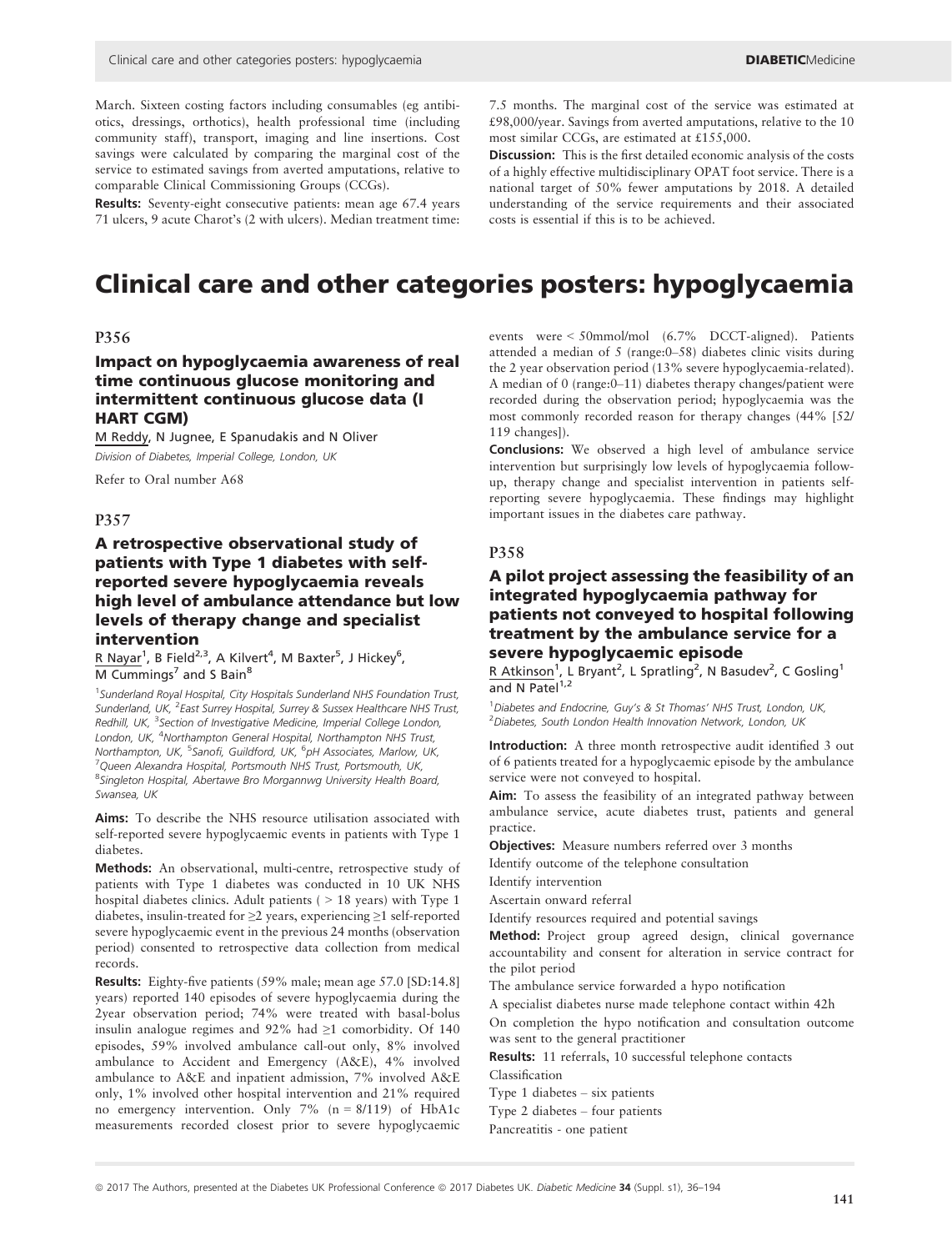March. Sixteen costing factors including consumables (eg antibiotics, dressings, orthotics), health professional time (including community staff), transport, imaging and line insertions. Cost savings were calculated by comparing the marginal cost of the service to estimated savings from averted amputations, relative to comparable Clinical Commissioning Groups (CCGs).

**Results:** Seventy-eight consecutive patients: mean age 67.4 years 71 ulcers, 9 acute Charot's (2 with ulcers). Median treatment time: 7.5 months. The marginal cost of the service was estimated at £98,000/year. Savings from averted amputations, relative to the 10 most similar CCGs, are estimated at £155,000.

**Discussion:** This is the first detailed economic analysis of the costs of a highly effective multidisciplinary OPAT foot service. There is a national target of 50% fewer amputations by 2018. A detailed understanding of the service requirements and their associated costs is essential if this is to be achieved.

# Clinical care and other categories posters: hypoglycaemia

## P356

### Impact on hypoglycaemia awareness of real time continuous glucose monitoring and intermittent continuous glucose data (I HART CGM)

M Reddy, N Jugnee, E Spanudakis and N Oliver

*Division of Diabetes, Imperial College, London, UK*

Refer to Oral number A68

## P357

### A retrospective observational study of patients with Type 1 diabetes with self-reported severe hypoglycaemia reveals high level of ambulance attendance but low levels of therapy change and specialist intervention

R Nayar[1], B Field[2,3], A Kilvert[4], M Baxter[5], J Hickey[6], M Cummings[7] and S Bain[8]

[1]*Sunderland Royal Hospital, City Hospitals Sunderland NHS Foundation Trust, Sunderland, UK,* [2]*East Surrey Hospital, Surrey & Sussex Healthcare NHS Trust, Redhill, UK,* [3]*Section of Investigative Medicine, Imperial College London, London, UK,* [4]*Northampton General Hospital, Northampton NHS Trust, Northampton, UK,* [5]*Sanofi, Guildford, UK,* [6]*pH Associates, Marlow, UK,* [7]*Queen Alexandra Hospital, Portsmouth NHS Trust, Portsmouth, UK,* [8]*Singleton Hospital, Abertawe Bro Morgannwg University Health Board, Swansea, UK*

**Aims:** To describe the NHS resource utilisation associated with self-reported severe hypoglycaemic events in patients with Type 1 diabetes.

**Methods:** An observational, multi-centre, retrospective study of patients with Type 1 diabetes was conducted in 10 UK NHS hospital diabetes clinics. Adult patients ( > 18 years) with Type 1 diabetes, insulin-treated for ≥2 years, experiencing ≥1 self-reported severe hypoglycaemic event in the previous 24 months (observation period) consented to retrospective data collection from medical records.

**Results:** Eighty-five patients (59% male; mean age 57.0 [SD:14.8] years) reported 140 episodes of severe hypoglycaemia during the 2year observation period; 74% were treated with basal-bolus insulin analogue regimes and 92% had ≥1 comorbidity. Of 140 episodes, 59% involved ambulance call-out only, 8% involved ambulance to Accident and Emergency (A&E), 4% involved ambulance to A&E and inpatient admission, 7% involved A&E only, 1% involved other hospital intervention and 21% required no emergency intervention. Only 7% (n = 8/119) of HbA1c measurements recorded closest prior to severe hypoglycaemic events were < 50mmol/mol (6.7% DCCT-aligned). Patients attended a median of 5 (range:0–58) diabetes clinic visits during the 2 year observation period (13% severe hypoglycaemia-related). A median of 0 (range:0–11) diabetes therapy changes/patient were recorded during the observation period; hypoglycaemia was the most commonly recorded reason for therapy changes (44% [52/119 changes]).

**Conclusions:** We observed a high level of ambulance service intervention but surprisingly low levels of hypoglycaemia follow-up, therapy change and specialist intervention in patients self-reporting severe hypoglycaemia. These findings may highlight important issues in the diabetes care pathway.

## P358

### A pilot project assessing the feasibility of an integrated hypoglycaemia pathway for patients not conveyed to hospital following treatment by the ambulance service for a severe hypoglycaemic episode

R Atkinson[1], L Bryant[2], L Spratling[2], N Basudev[2], C Gosling[1] and N Patel[1,2]

[1]*Diabetes and Endocrine, Guy's & St Thomas' NHS Trust, London, UK,* [2]*Diabetes, South London Health Innovation Network, London, UK*

**Introduction:** A three month retrospective audit identified 3 out of 6 patients treated for a hypoglycaemic episode by the ambulance service were not conveyed to hospital.

**Aim:** To assess the feasibility of an integrated pathway between ambulance service, acute diabetes trust, patients and general practice.

**Objectives:** Measure numbers referred over 3 months

Identify outcome of the telephone consultation

Identify intervention

Ascertain onward referral

Identify resources required and potential savings

**Method:** Project group agreed design, clinical governance accountability and consent for alteration in service contract for the pilot period

The ambulance service forwarded a hypo notification

A specialist diabetes nurse made telephone contact within 42h

On completion the hypo notification and consultation outcome was sent to the general practitioner

**Results:** 11 referrals, 10 successful telephone contacts

Classification

Type 1 diabetes – six patients

Type 2 diabetes – four patients

Pancreatitis - one patient